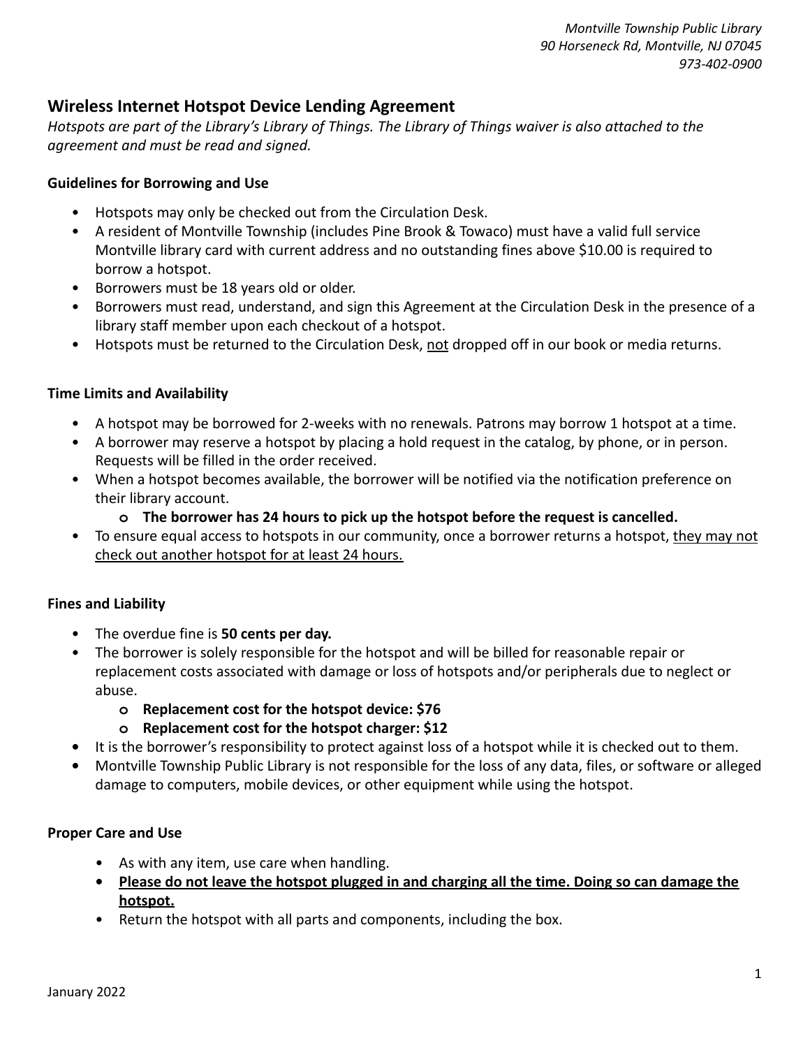*Montville Township Public Library*
*90 Horseneck Rd, Montville, NJ 07045*
*973-402-0900*

## Wireless Internet Hotspot Device Lending Agreement

*Hotspots are part of the Library's Library of Things. The Library of Things waiver is also attached to the agreement and must be read and signed.*

### Guidelines for Borrowing and Use

- Hotspots may only be checked out from the Circulation Desk.
- A resident of Montville Township (includes Pine Brook & Towaco) must have a valid full service Montville library card with current address and no outstanding fines above $10.00 is required to borrow a hotspot.
- Borrowers must be 18 years old or older.
- Borrowers must read, understand, and sign this Agreement at the Circulation Desk in the presence of a library staff member upon each checkout of a hotspot.
- Hotspots must be returned to the Circulation Desk, <u>not</u> dropped off in our book or media returns.

### Time Limits and Availability

- A hotspot may be borrowed for 2-weeks with no renewals. Patrons may borrow 1 hotspot at a time.
- A borrower may reserve a hotspot by placing a hold request in the catalog, by phone, or in person. Requests will be filled in the order received.
- When a hotspot becomes available, the borrower will be notified via the notification preference on their library account.
  - **The borrower has 24 hours to pick up the hotspot before the request is cancelled.**
- To ensure equal access to hotspots in our community, once a borrower returns a hotspot, <u>they may not check out another hotspot for at least 24 hours.</u>

### Fines and Liability

- The overdue fine is **50 cents per day.**
- The borrower is solely responsible for the hotspot and will be billed for reasonable repair or replacement costs associated with damage or loss of hotspots and/or peripherals due to neglect or abuse.
  - **Replacement cost for the hotspot device: $76**
  - **Replacement cost for the hotspot charger: $12**
- It is the borrower's responsibility to protect against loss of a hotspot while it is checked out to them.
- Montville Township Public Library is not responsible for the loss of any data, files, or software or alleged damage to computers, mobile devices, or other equipment while using the hotspot.

### Proper Care and Use

- As with any item, use care when handling.
- **<u>Please do not leave the hotspot plugged in and charging all the time. Doing so can damage the hotspot.</u>**
- Return the hotspot with all parts and components, including the box.

January 2022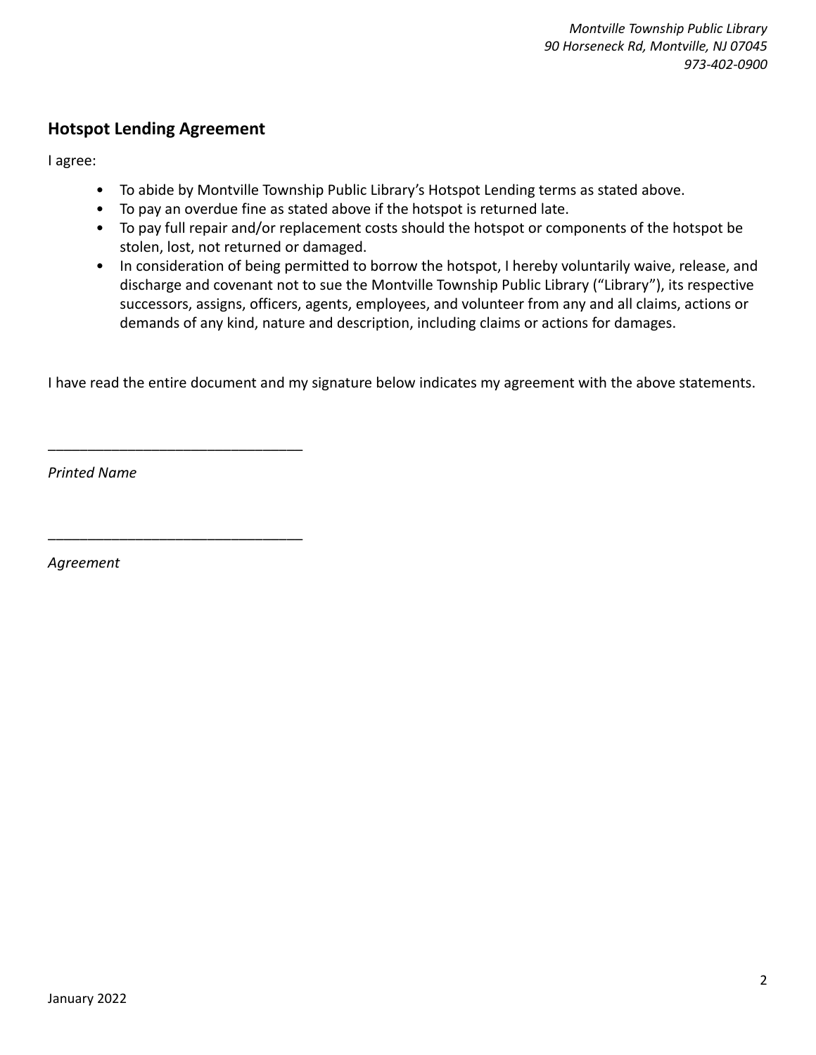*Montville Township Public Library*
*90 Horseneck Rd, Montville, NJ 07045*
*973-402-0900*

## Hotspot Lending Agreement

I agree:

- To abide by Montville Township Public Library's Hotspot Lending terms as stated above.
- To pay an overdue fine as stated above if the hotspot is returned late.
- To pay full repair and/or replacement costs should the hotspot or components of the hotspot be stolen, lost, not returned or damaged.
- In consideration of being permitted to borrow the hotspot, I hereby voluntarily waive, release, and discharge and covenant not to sue the Montville Township Public Library ("Library"), its respective successors, assigns, officers, agents, employees, and volunteer from any and all claims, actions or demands of any kind, nature and description, including claims or actions for damages.

I have read the entire document and my signature below indicates my agreement with the above statements.

_______________________________

*Printed Name*

_______________________________

*Agreement*

January 2022